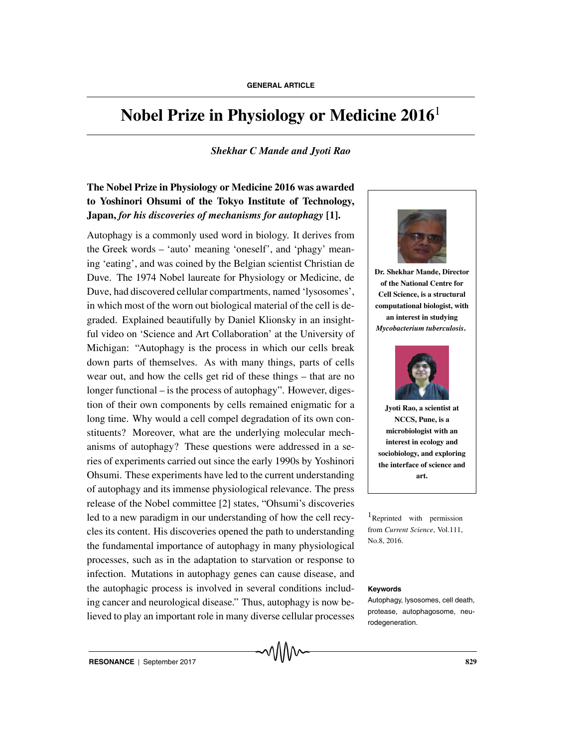# Nobel Prize in Physiology or Medicine 2016[1]

*Shekhar C Mande and Jyoti Rao*

**The Nobel Prize in Physiology or Medicine 2016 was awarded to Yoshinori Ohsumi of the Tokyo Institute of Technology, Japan, *for his discoveries of mechanisms for autophagy* [1].**

Autophagy is a commonly used word in biology. It derives from the Greek words – 'auto' meaning 'oneself', and 'phagy' meaning 'eating', and was coined by the Belgian scientist Christian de Duve. The 1974 Nobel laureate for Physiology or Medicine, de Duve, had discovered cellular compartments, named 'lysosomes', in which most of the worn out biological material of the cell is degraded. Explained beautifully by Daniel Klionsky in an insightful video on 'Science and Art Collaboration' at the University of Michigan: "Autophagy is the process in which our cells break down parts of themselves. As with many things, parts of cells wear out, and how the cells get rid of these things – that are no longer functional – is the process of autophagy". However, digestion of their own components by cells remained enigmatic for a long time. Why would a cell compel degradation of its own constituents? Moreover, what are the underlying molecular mechanisms of autophagy? These questions were addressed in a series of experiments carried out since the early 1990s by Yoshinori Ohsumi. These experiments have led to the current understanding of autophagy and its immense physiological relevance. The press release of the Nobel committee [2] states, "Ohsumi's discoveries led to a new paradigm in our understanding of how the cell recycles its content. His discoveries opened the path to understanding the fundamental importance of autophagy in many physiological processes, such as in the adaptation to starvation or response to infection. Mutations in autophagy genes can cause disease, and the autophagic process is involved in several conditions including cancer and neurological disease." Thus, autophagy is now believed to play an important role in many diverse cellular processes

**Dr. Shekhar Mande, Director of the National Centre for Cell Science, is a structural computational biologist, with an interest in studying *Mycobacterium tuberculosis*.**

**Jyoti Rao, a scientist at NCCS, Pune, is a microbiologist with an interest in ecology and sociobiology, and exploring the interface of science and art.**

[1] Reprinted with permission from *Current Science*, Vol.111, No.8, 2016.

**Keywords**

Autophagy, lysosomes, cell death, protease, autophagosome, neurodegeneration.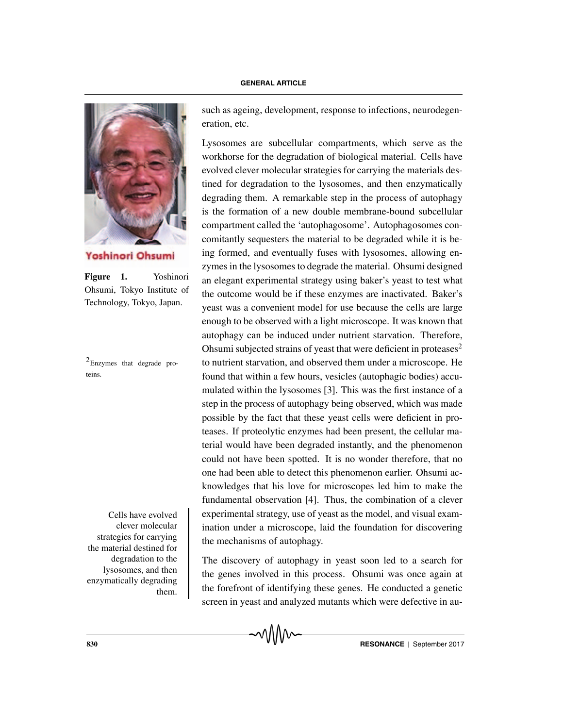such as ageing, development, response to infections, neurodegeneration, etc.

Lysosomes are subcellular compartments, which serve as the workhorse for the degradation of biological material. Cells have evolved clever molecular strategies for carrying the materials destined for degradation to the lysosomes, and then enzymatically degrading them. A remarkable step in the process of autophagy is the formation of a new double membrane-bound subcellular compartment called the 'autophagosome'. Autophagosomes concomitantly sequesters the material to be degraded while it is being formed, and eventually fuses with lysosomes, allowing enzymes in the lysosomes to degrade the material. Ohsumi designed an elegant experimental strategy using baker's yeast to test what the outcome would be if these enzymes are inactivated. Baker's yeast was a convenient model for use because the cells are large enough to be observed with a light microscope. It was known that autophagy can be induced under nutrient starvation. Therefore, Ohsumi subjected strains of yeast that were deficient in proteases[2] to nutrient starvation, and observed them under a microscope. He found that within a few hours, vesicles (autophagic bodies) accumulated within the lysosomes [3]. This was the first instance of a step in the process of autophagy being observed, which was made possible by the fact that these yeast cells were deficient in proteases. If proteolytic enzymes had been present, the cellular material would have been degraded instantly, and the phenomenon could not have been spotted. It is no wonder therefore, that no one had been able to detect this phenomenon earlier. Ohsumi acknowledges that his love for microscopes led him to make the fundamental observation [4]. Thus, the combination of a clever experimental strategy, use of yeast as the model, and visual examination under a microscope, laid the foundation for discovering the mechanisms of autophagy.

Yoshinori Ohsumi

**Figure 1.** Yoshinori Ohsumi, Tokyo Institute of Technology, Tokyo, Japan.

[2]Enzymes that degrade proteins.

Cells have evolved clever molecular strategies for carrying the material destined for degradation to the lysosomes, and then enzymatically degrading them.

The discovery of autophagy in yeast soon led to a search for the genes involved in this process. Ohsumi was once again at the forefront of identifying these genes. He conducted a genetic screen in yeast and analyzed mutants which were defective in au-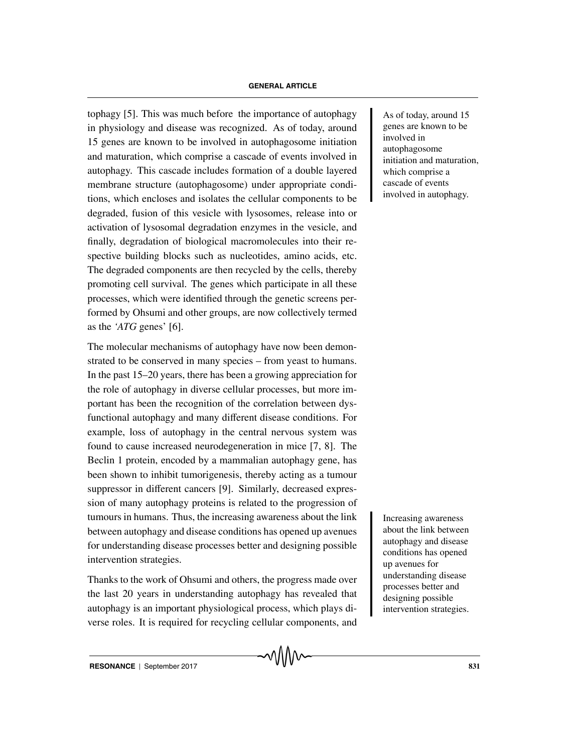tophagy [5]. This was much before the importance of autophagy in physiology and disease was recognized. As of today, around 15 genes are known to be involved in autophagosome initiation and maturation, which comprise a cascade of events involved in autophagy. This cascade includes formation of a double layered membrane structure (autophagosome) under appropriate conditions, which encloses and isolates the cellular components to be degraded, fusion of this vesicle with lysosomes, release into or activation of lysosomal degradation enzymes in the vesicle, and finally, degradation of biological macromolecules into their respective building blocks such as nucleotides, amino acids, etc. The degraded components are then recycled by the cells, thereby promoting cell survival. The genes which participate in all these processes, which were identified through the genetic screens performed by Ohsumi and other groups, are now collectively termed as the '*ATG* genes' [6].

> As of today, around 15 genes are known to be involved in autophagosome initiation and maturation, which comprise a cascade of events involved in autophagy.

The molecular mechanisms of autophagy have now been demonstrated to be conserved in many species – from yeast to humans. In the past 15–20 years, there has been a growing appreciation for the role of autophagy in diverse cellular processes, but more important has been the recognition of the correlation between dysfunctional autophagy and many different disease conditions. For example, loss of autophagy in the central nervous system was found to cause increased neurodegeneration in mice [7, 8]. The Beclin 1 protein, encoded by a mammalian autophagy gene, has been shown to inhibit tumorigenesis, thereby acting as a tumour suppressor in different cancers [9]. Similarly, decreased expression of many autophagy proteins is related to the progression of tumours in humans. Thus, the increasing awareness about the link between autophagy and disease conditions has opened up avenues for understanding disease processes better and designing possible intervention strategies.

> Increasing awareness about the link between autophagy and disease conditions has opened up avenues for understanding disease processes better and designing possible intervention strategies.

Thanks to the work of Ohsumi and others, the progress made over the last 20 years in understanding autophagy has revealed that autophagy is an important physiological process, which plays diverse roles. It is required for recycling cellular components, and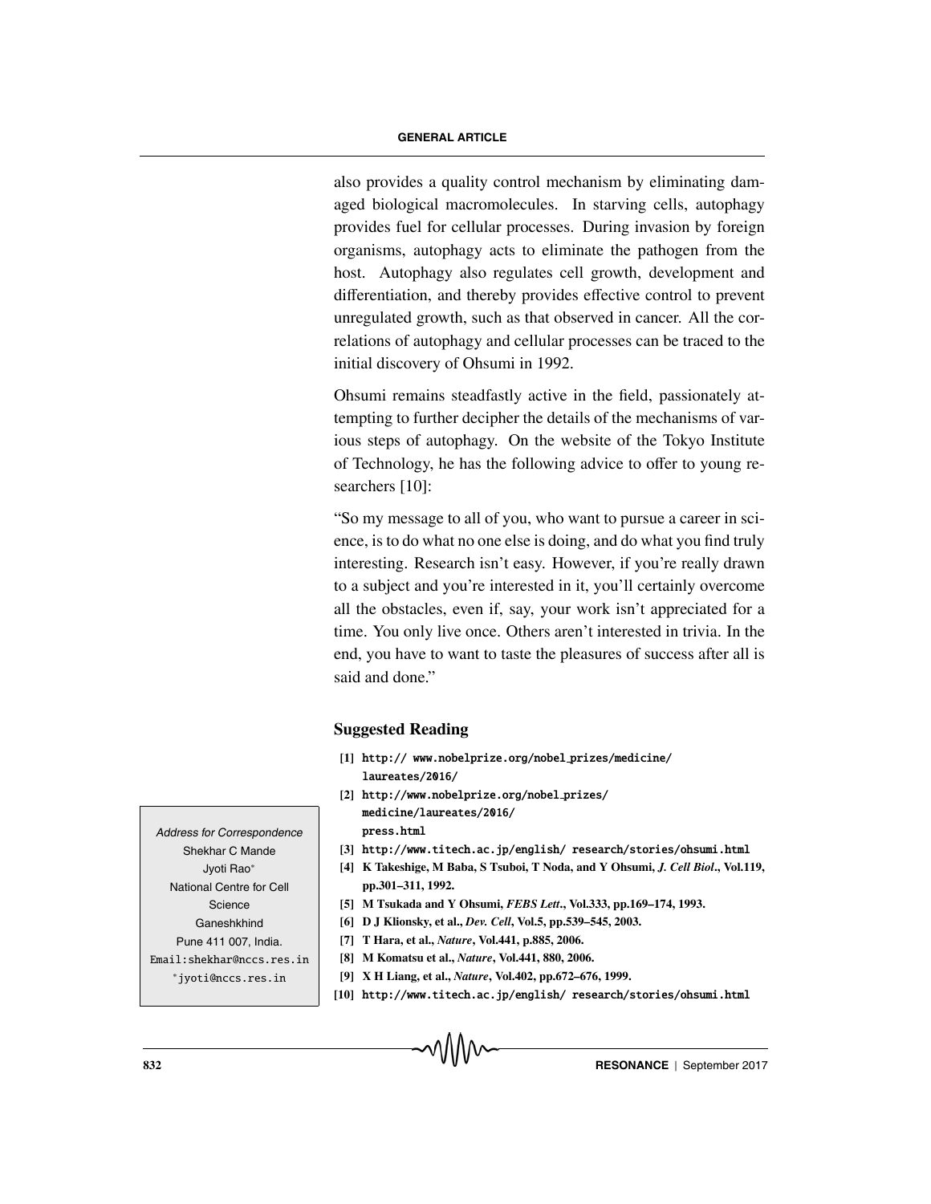also provides a quality control mechanism by eliminating damaged biological macromolecules. In starving cells, autophagy provides fuel for cellular processes. During invasion by foreign organisms, autophagy acts to eliminate the pathogen from the host. Autophagy also regulates cell growth, development and differentiation, and thereby provides effective control to prevent unregulated growth, such as that observed in cancer. All the correlations of autophagy and cellular processes can be traced to the initial discovery of Ohsumi in 1992.

Ohsumi remains steadfastly active in the field, passionately attempting to further decipher the details of the mechanisms of various steps of autophagy. On the website of the Tokyo Institute of Technology, he has the following advice to offer to young researchers [10]:

"So my message to all of you, who want to pursue a career in science, is to do what no one else is doing, and do what you find truly interesting. Research isn't easy. However, if you're really drawn to a subject and you're interested in it, you'll certainly overcome all the obstacles, even if, say, your work isn't appreciated for a time. You only live once. Others aren't interested in trivia. In the end, you have to want to taste the pleasures of success after all is said and done."

## Suggested Reading

[1] http:// www.nobelprize.org/nobel_prizes/medicine/laureates/2016/

[2] http://www.nobelprize.org/nobel_prizes/medicine/laureates/2016/press.html

[3] http://www.titech.ac.jp/english/ research/stories/ohsumi.html

[4] K Takeshige, M Baba, S Tsuboi, T Noda, and Y Ohsumi, *J. Cell Biol*., Vol.119, pp.301–311, 1992.

[5] M Tsukada and Y Ohsumi, *FEBS Lett*., Vol.333, pp.169–174, 1993.

[6] D J Klionsky, et al., *Dev. Cell*, Vol.5, pp.539–545, 2003.

[7] T Hara, et al., *Nature*, Vol.441, p.885, 2006.

[8] M Komatsu et al., *Nature*, Vol.441, 880, 2006.

[9] X H Liang, et al., *Nature*, Vol.402, pp.672–676, 1999.

[10] http://www.titech.ac.jp/english/ research/stories/ohsumi.html

*Address for Correspondence*
Shekhar C Mande
Jyoti Rao*
National Centre for Cell Science
Ganeshkhind
Pune 411 007, India.
Email:shekhar@nccs.res.in
*jyoti@nccs.res.in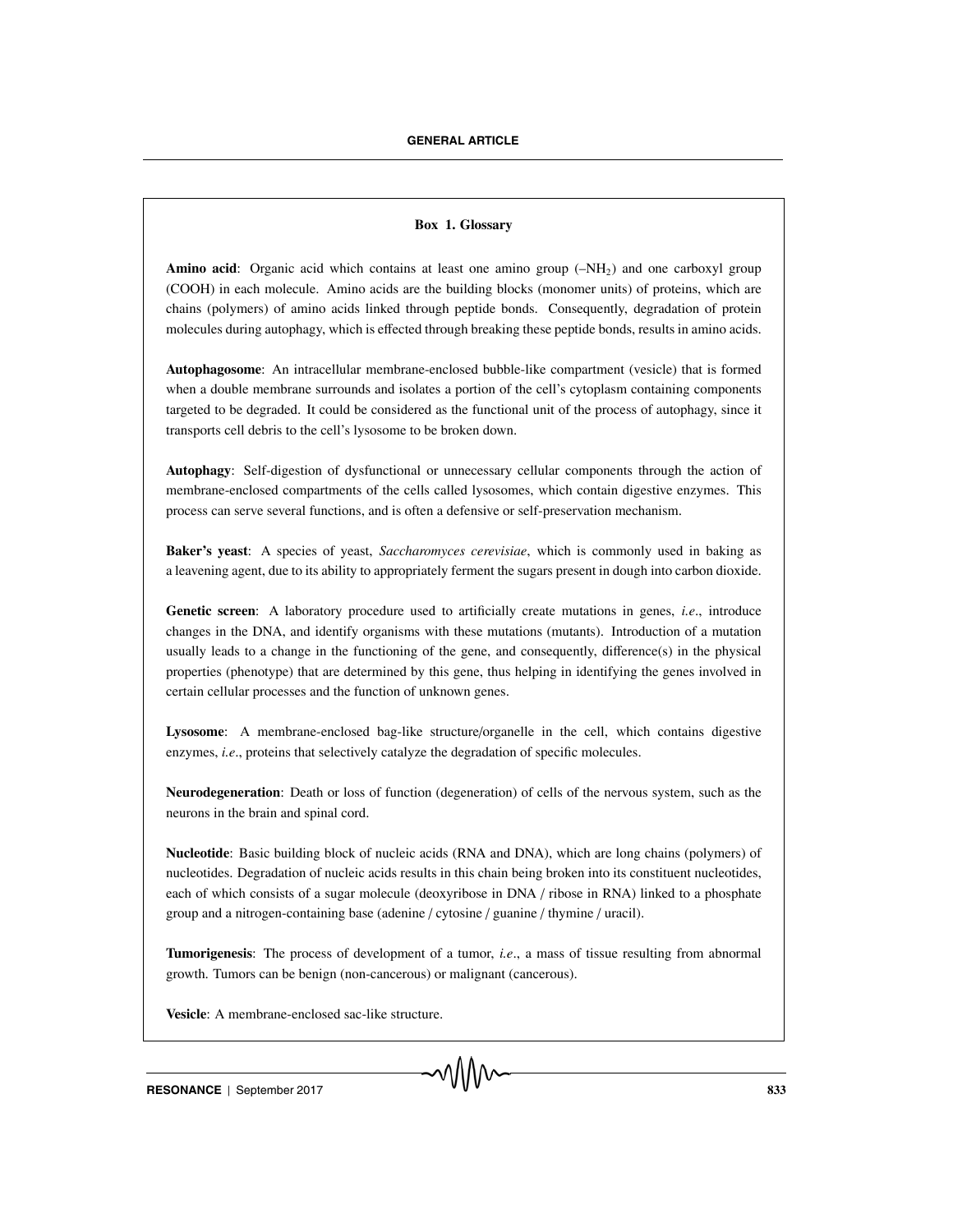**Box 1. Glossary**

**Amino acid**: Organic acid which contains at least one amino group ($–NH_2$) and one carboxyl group (COOH) in each molecule. Amino acids are the building blocks (monomer units) of proteins, which are chains (polymers) of amino acids linked through peptide bonds. Consequently, degradation of protein molecules during autophagy, which is effected through breaking these peptide bonds, results in amino acids.

**Autophagosome**: An intracellular membrane-enclosed bubble-like compartment (vesicle) that is formed when a double membrane surrounds and isolates a portion of the cell's cytoplasm containing components targeted to be degraded. It could be considered as the functional unit of the process of autophagy, since it transports cell debris to the cell's lysosome to be broken down.

**Autophagy**: Self-digestion of dysfunctional or unnecessary cellular components through the action of membrane-enclosed compartments of the cells called lysosomes, which contain digestive enzymes. This process can serve several functions, and is often a defensive or self-preservation mechanism.

**Baker's yeast**: A species of yeast, *Saccharomyces cerevisiae*, which is commonly used in baking as a leavening agent, due to its ability to appropriately ferment the sugars present in dough into carbon dioxide.

**Genetic screen**: A laboratory procedure used to artificially create mutations in genes, *i.e*., introduce changes in the DNA, and identify organisms with these mutations (mutants). Introduction of a mutation usually leads to a change in the functioning of the gene, and consequently, difference(s) in the physical properties (phenotype) that are determined by this gene, thus helping in identifying the genes involved in certain cellular processes and the function of unknown genes.

**Lysosome**: A membrane-enclosed bag-like structure/organelle in the cell, which contains digestive enzymes, *i.e*., proteins that selectively catalyze the degradation of specific molecules.

**Neurodegeneration**: Death or loss of function (degeneration) of cells of the nervous system, such as the neurons in the brain and spinal cord.

**Nucleotide**: Basic building block of nucleic acids (RNA and DNA), which are long chains (polymers) of nucleotides. Degradation of nucleic acids results in this chain being broken into its constituent nucleotides, each of which consists of a sugar molecule (deoxyribose in DNA / ribose in RNA) linked to a phosphate group and a nitrogen-containing base (adenine / cytosine / guanine / thymine / uracil).

**Tumorigenesis**: The process of development of a tumor, *i.e*., a mass of tissue resulting from abnormal growth. Tumors can be benign (non-cancerous) or malignant (cancerous).

**Vesicle**: A membrane-enclosed sac-like structure.